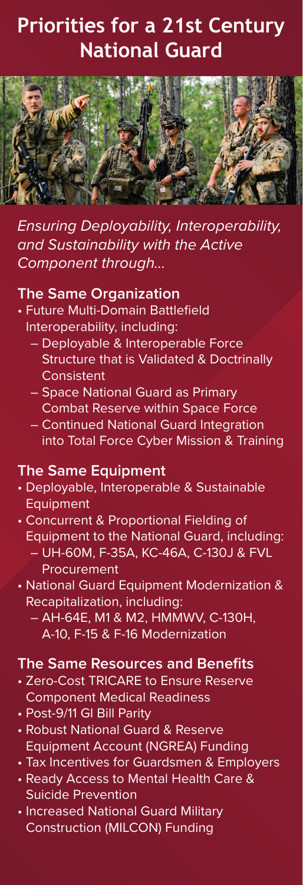# Priorities for a 21st Century National Guard

*Ensuring Deployability, Interoperability, and Sustainability with the Active Component through...*

## The Same Organization

- Future Multi-Domain Battlefield Interoperability, including:
  - Deployable & Interoperable Force Structure that is Validated & Doctrinally Consistent
  - Space National Guard as Primary Combat Reserve within Space Force
  - Continued National Guard Integration into Total Force Cyber Mission & Training

## The Same Equipment

- Deployable, Interoperable & Sustainable Equipment
- Concurrent & Proportional Fielding of Equipment to the National Guard, including:
  - UH-60M, F-35A, KC-46A, C-130J & FVL Procurement
- National Guard Equipment Modernization & Recapitalization, including:
  - AH-64E, M1 & M2, HMMWV, C-130H, A-10, F-15 & F-16 Modernization

## The Same Resources and Benefits

- Zero-Cost TRICARE to Ensure Reserve Component Medical Readiness
- Post-9/11 GI Bill Parity
- Robust National Guard & Reserve Equipment Account (NGREA) Funding
- Tax Incentives for Guardsmen & Employers
- Ready Access to Mental Health Care & Suicide Prevention
- Increased National Guard Military Construction (MILCON) Funding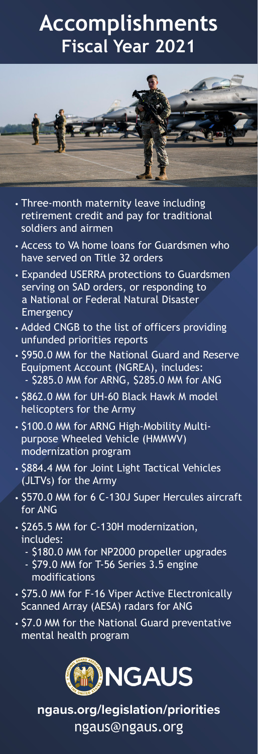# Accomplishments
## Fiscal Year 2021

- Three-month maternity leave including retirement credit and pay for traditional soldiers and airmen
- Access to VA home loans for Guardsmen who have served on Title 32 orders
- Expanded USERRA protections to Guardsmen serving on SAD orders, or responding to a National or Federal Natural Disaster Emergency
- Added CNGB to the list of officers providing unfunded priorities reports
- $950.0 MM for the National Guard and Reserve Equipment Account (NGREA), includes:
  - $285.0 MM for ARNG, $285.0 MM for ANG
- $862.0 MM for UH-60 Black Hawk M model helicopters for the Army
- $100.0 MM for ARNG High-Mobility Multi-purpose Wheeled Vehicle (HMMWV) modernization program
- $884.4 MM for Joint Light Tactical Vehicles (JLTVs) for the Army
- $570.0 MM for 6 C-130J Super Hercules aircraft for ANG
- $265.5 MM for C-130H modernization, includes:
  - $180.0 MM for NP2000 propeller upgrades
  - $79.0 MM for T-56 Series 3.5 engine modifications
- $75.0 MM for F-16 Viper Active Electronically Scanned Array (AESA) radars for ANG
- $7.0 MM for the National Guard preventative mental health program

NGAUS

**ngaus.org/legislation/priorities**
ngaus@ngaus.org